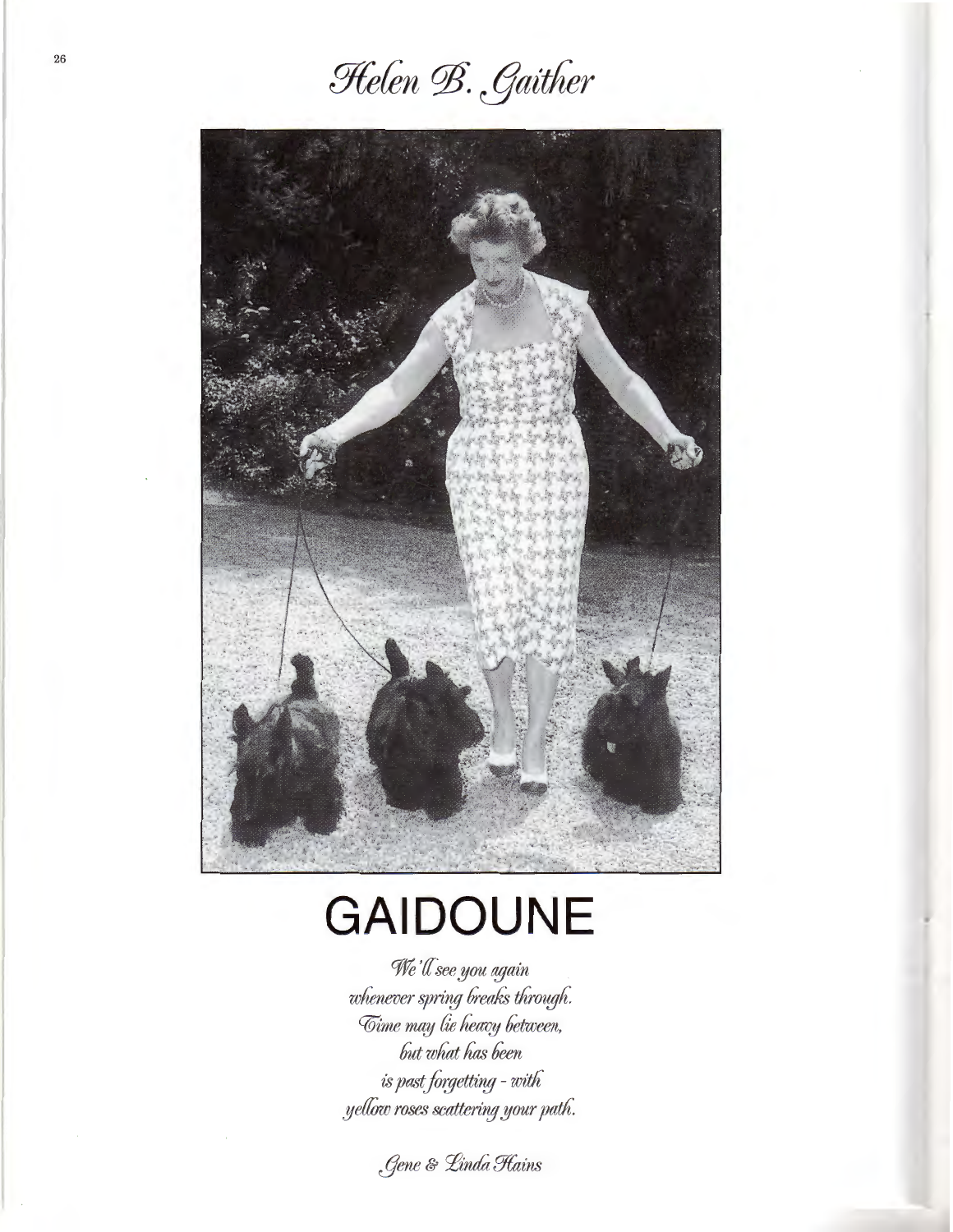# *Helen B. Gaither*

# GAIDOUNE

*We'll see you again*
*whenever spring breaks through.*
*Time may lie heavy between,*
*but what has been*
*is past forgetting - with*
*yellow roses scattering your path.*

*Gene & Linda Hains*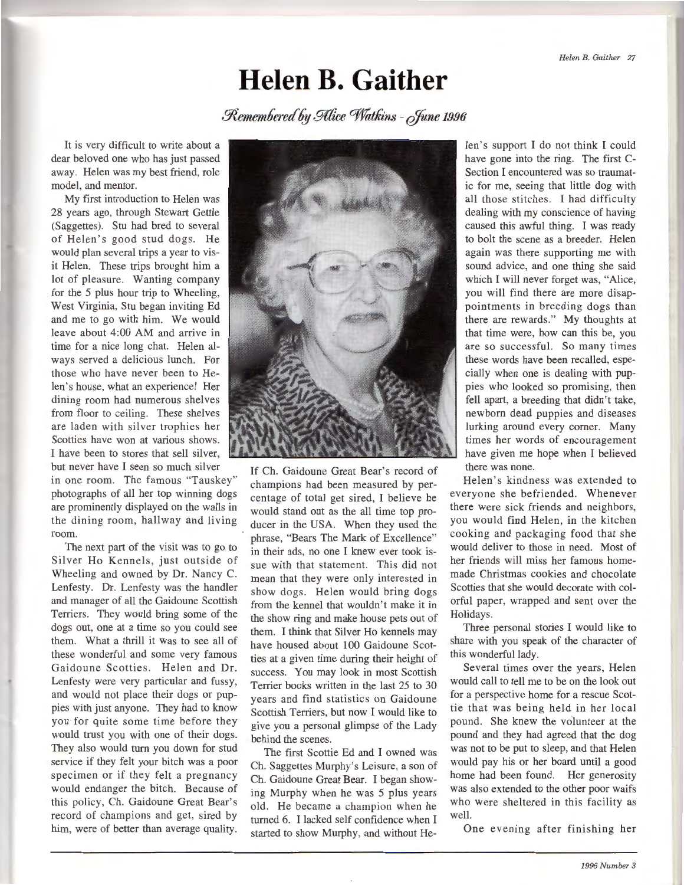# Helen B. Gaither

*Remembered by Alice Watkins - June 1996*

It is very difficult to write about a dear beloved one who has just passed away. Helen was my best friend, role model, and mentor.

My first introduction to Helen was 28 years ago, through Stewart Gettle (Saggettes). Stu had bred to several of Helen's good stud dogs. He would plan several trips a year to visit Helen. These trips brought him a lot of pleasure. Wanting company for the 5 plus hour trip to Wheeling, West Virginia, Stu began inviting Ed and me to go with him. We would leave about 4:00 AM and arrive in time for a nice long chat. Helen always served a delicious lunch. For those who have never been to Helen's house, what an experience! Her dining room had numerous shelves from floor to ceiling. These shelves are laden with silver trophies her Scotties have won at various shows. I have been to stores that sell silver, but never have I seen so much silver in one room. The famous "Tauskey" photographs of all her top winning dogs are prominently displayed on the walls in the dining room, hallway and living room.

The next part of the visit was to go to Silver Ho Kennels, just outside of Wheeling and owned by Dr. Nancy C. Lenfesty. Dr. Lenfesty was the handler and manager of all the Gaidoune Scottish Terriers. They would bring some of the dogs out, one at a time so you could see them. What a thrill it was to see all of these wonderful and some very famous Gaidoune Scotties. Helen and Dr. Lenfesty were very particular and fussy, and would not place their dogs or puppies with just anyone. They had to know you for quite some time before they would trust you with one of their dogs. They also would turn you down for stud service if they felt your bitch was a poor specimen or if they felt a pregnancy would endanger the bitch. Because of this policy, Ch. Gaidoune Great Bear's record of champions and get, sired by him, were of better than average quality. If Ch. Gaidoune Great Bear's record of champions had been measured by percentage of total get sired, I believe he would stand out as the all time top producer in the USA. When they used the phrase, "Bears The Mark of Excellence" in their ads, no one I knew ever took issue with that statement. This did not mean that they were only interested in show dogs. Helen would bring dogs from the kennel that wouldn't make it in the show ring and make house pets out of them. I think that Silver Ho kennels may have housed about 100 Gaidoune Scotties at a given time during their height of success. You may look in most Scottish Terrier books written in the last 25 to 30 years and find statistics on Gaidoune Scottish Terriers, but now I would like to give you a personal glimpse of the Lady behind the scenes.

The first Scottie Ed and I owned was Ch. Saggettes Murphy's Leisure, a son of Ch. Gaidoune Great Bear. I began showing Murphy when he was 5 plus years old. He became a champion when he turned 6. I lacked self confidence when I started to show Murphy, and without Helen's support I do not think I could have gone into the ring. The first C-Section I encountered was so traumatic for me, seeing that little dog with all those stitches. I had difficulty dealing with my conscience of having caused this awful thing. I was ready to bolt the scene as a breeder. Helen again was there supporting me with sound advice, and one thing she said which I will never forget was, "Alice, you will find there are more disappointments in breeding dogs than there are rewards." My thoughts at that time were, how can this be, you are so successful. So many times these words have been recalled, especially when one is dealing with puppies who looked so promising, then fell apart, a breeding that didn't take, newborn dead puppies and diseases lurking around every corner. Many times her words of encouragement have given me hope when I believed there was none.

Helen's kindness was extended to everyone she befriended. Whenever there were sick friends and neighbors, you would find Helen, in the kitchen cooking and packaging food that she would deliver to those in need. Most of her friends will miss her famous homemade Christmas cookies and chocolate Scotties that she would decorate with colorful paper, wrapped and sent over the Holidays.

Three personal stories I would like to share with you speak of the character of this wonderful lady.

Several times over the years, Helen would call to tell me to be on the look out for a perspective home for a rescue Scottie that was being held in her local pound. She knew the volunteer at the pound and they had agreed that the dog was not to be put to sleep, and that Helen would pay his or her board until a good home had been found. Her generosity was also extended to the other poor waifs who were sheltered in this facility as well.

One evening after finishing her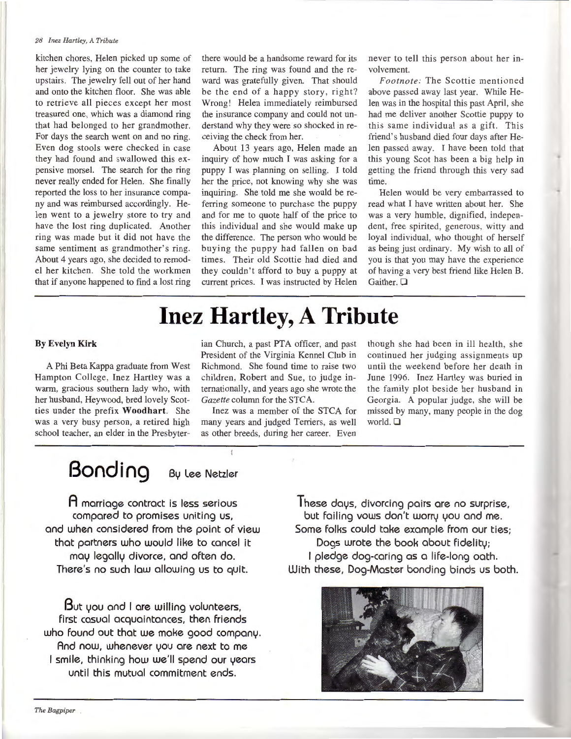kitchen chores, Helen picked up some of her jewelry lying on the counter to take upstairs. The jewelry fell out of her hand and onto the kitchen floor. She was able to retrieve all pieces except her most treasured one, which was a diamond ring that had belonged to her grandmother. For days the search went on and no ring. Even dog stools were checked in case they had found and swallowed this expensive morsel. The search for the ring never really ended for Helen. She finally reported the loss to her insurance company and was reimbursed accordingly. Helen went to a jewelry store to try and have the lost ring duplicated. Another ring was made but it did not have the same sentiment as grandmother's ring. About 4 years ago, she decided to remodel her kitchen. She told the workmen that if anyone happened to find a lost ring there would be a handsome reward for its return. The ring was found and the reward was gratefully given. That should be the end of a happy story, right? Wrong! Helen immediately reimbursed the insurance company and could not understand why they were so shocked in receiving the check from her.

About 13 years ago, Helen made an inquiry of how much I was asking for a puppy I was planning on selling. I told her the price, not knowing why she was inquiring. She told me she would be referring someone to purchase the puppy and for me to quote half of the price to this individual and she would make up the difference. The person who would be buying the puppy had fallen on bad times. Their old Scottie had died and they couldn't afford to buy a puppy at current prices. I was instructed by Helen never to tell this person about her involvement.

*Footnote:* The Scottie mentioned above passed away last year. While Helen was in the hospital this past April, she had me deliver another Scottie puppy to this same individual as a gift. This friend's husband died four days after Helen passed away. I have been told that this young Scot has been a big help in getting the friend through this very sad time.

Helen would be very embarrassed to read what I have written about her. She was a very humble, dignified, independent, free spirited, generous, witty and loyal individual, who thought of herself as being just ordinary. My wish to all of you is that you may have the experience of having a very best friend like Helen B. Gaither. ❑

# Inez Hartley, A Tribute

**By Evelyn Kirk**

A Phi Beta Kappa graduate from West Hampton College, Inez Hartley was a warm, gracious southern lady who, with her husband, Heywood, bred lovely Scotties under the prefix **Woodhart**. She was a very busy person, a retired high school teacher, an elder in the Presbyterian Church, a past PTA officer, and past President of the Virginia Kennel Club in Richmond. She found time to raise two children, Robert and Sue, to judge internationally, and years ago she wrote the *Gazette* column for the STCA.

Inez was a member of the STCA for many years and judged Terriers, as well as other breeds, during her career. Even though she had been in ill health, she continued her judging assignments up until the weekend before her death in June 1996. Inez Hartley was buried in the family plot beside her husband in Georgia. A popular judge, she will be missed by many, many people in the dog world. ❑

# Bonding

By Lee Netzler

A marriage contract is less serious
compared to promises uniting us,
and when considered from the point of view
that partners who would like to cancel it
may legally divorce, and often do.
There's no such law allowing us to quit.

But you and I are willing volunteers,
first casual acquaintances, then friends
who found out that we make good company.
And now, whenever you are next to me
I smile, thinking how we'll spend our years
until this mutual commitment ends.

These days, divorcing pairs are no surprise,
but failing vows don't worry you and me.
Some folks could take example from our ties;
Dogs wrote the book about fidelity;
I pledge dog-caring as a life-long oath.
With these, Dog-Master bonding binds us both.